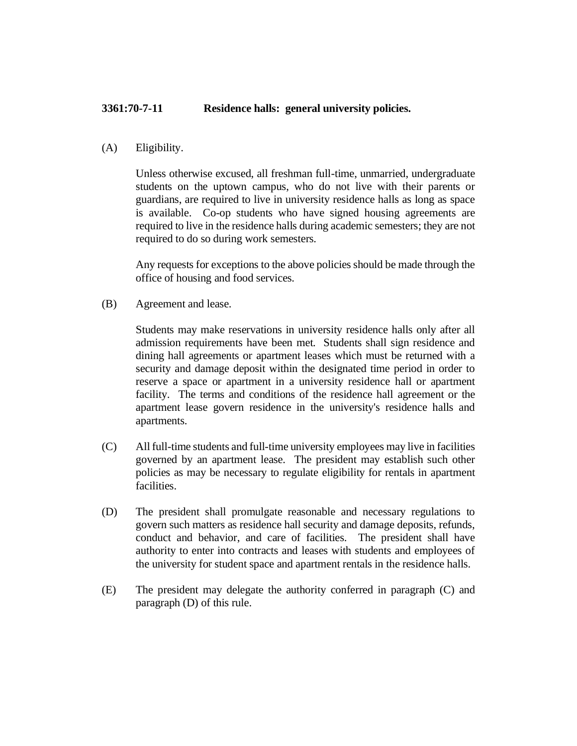# 3361:70-7-11 Residence halls: general university policies.

(A) Eligibility.

Unless otherwise excused, all freshman full-time, unmarried, undergraduate students on the uptown campus, who do not live with their parents or guardians, are required to live in university residence halls as long as space is available. Co-op students who have signed housing agreements are required to live in the residence halls during academic semesters; they are not required to do so during work semesters.

Any requests for exceptions to the above policies should be made through the office of housing and food services.

(B) Agreement and lease.

Students may make reservations in university residence halls only after all admission requirements have been met. Students shall sign residence and dining hall agreements or apartment leases which must be returned with a security and damage deposit within the designated time period in order to reserve a space or apartment in a university residence hall or apartment facility. The terms and conditions of the residence hall agreement or the apartment lease govern residence in the university's residence halls and apartments.

(C) All full-time students and full-time university employees may live in facilities governed by an apartment lease. The president may establish such other policies as may be necessary to regulate eligibility for rentals in apartment facilities.

(D) The president shall promulgate reasonable and necessary regulations to govern such matters as residence hall security and damage deposits, refunds, conduct and behavior, and care of facilities. The president shall have authority to enter into contracts and leases with students and employees of the university for student space and apartment rentals in the residence halls.

(E) The president may delegate the authority conferred in paragraph (C) and paragraph (D) of this rule.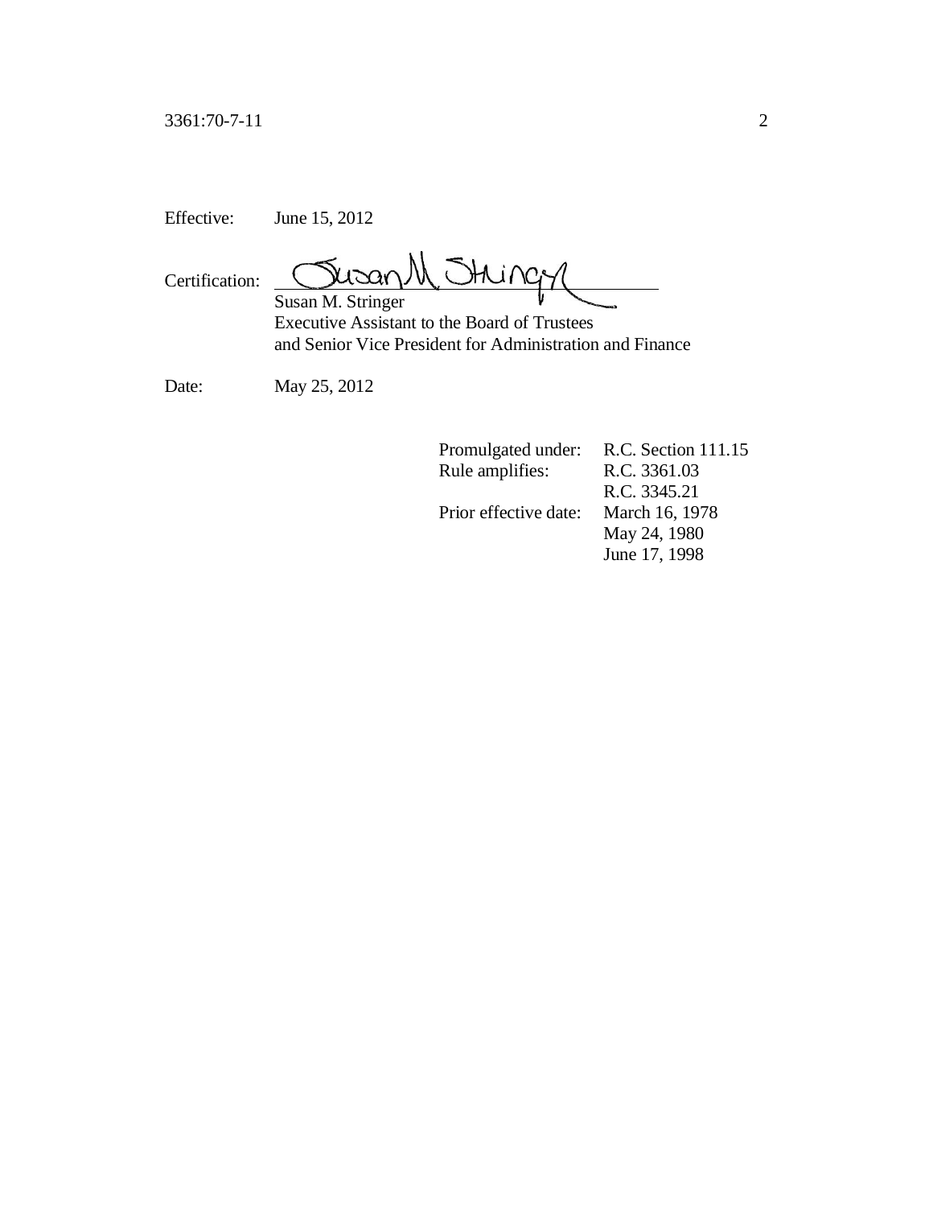Effective: June 15, 2012

Certification: Susan M. Stringer

Susan M. Stringer
Executive Assistant to the Board of Trustees
and Senior Vice President for Administration and Finance

Date: May 25, 2012

| | |
|---|---|
| Promulgated under: | R.C. Section 111.15 |
| Rule amplifies: | R.C. 3361.03 |
| | R.C. 3345.21 |
| Prior effective date: | March 16, 1978 |
| | May 24, 1980 |
| | June 17, 1998 |